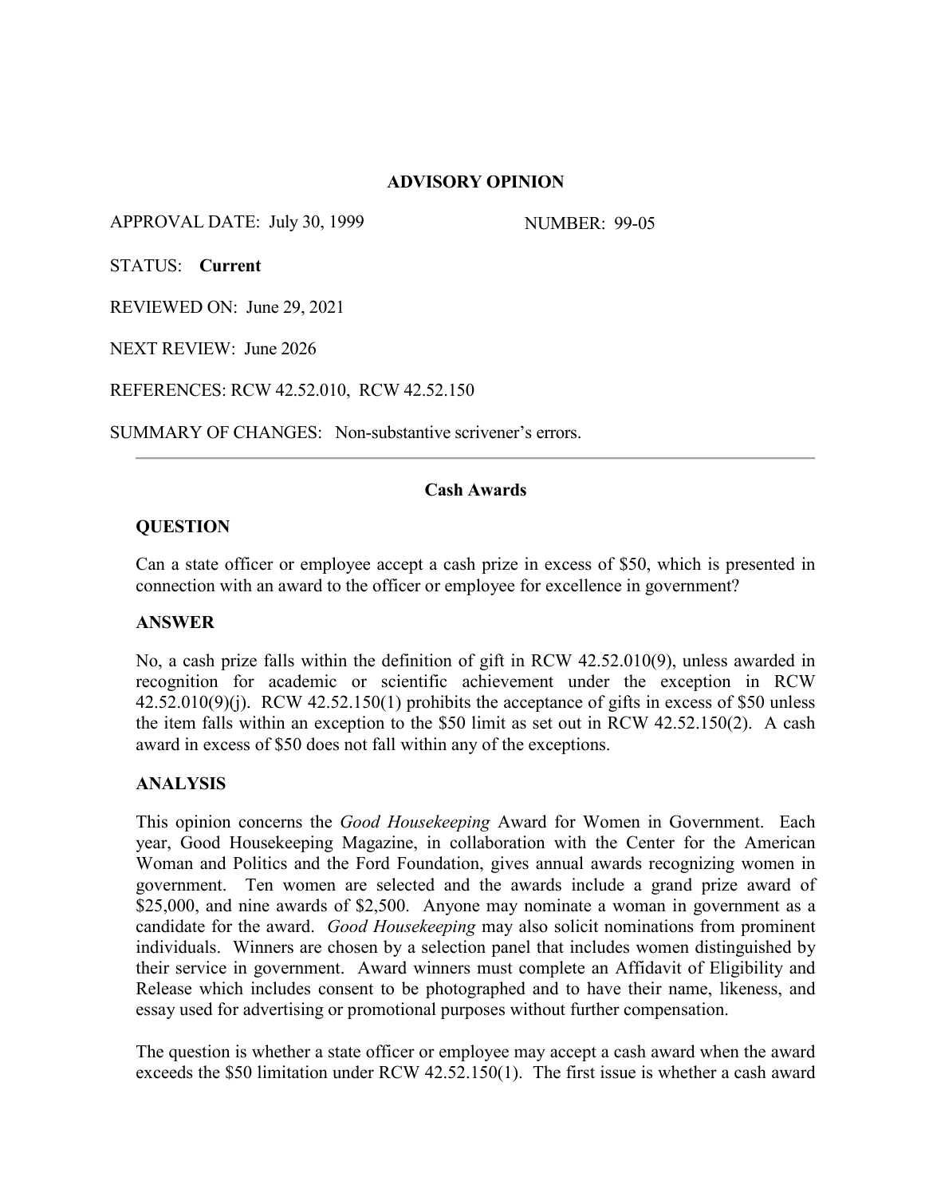**ADVISORY OPINION**

APPROVAL DATE: July 30, 1999 NUMBER: 99-05

STATUS: **Current**

REVIEWED ON: June 29, 2021

NEXT REVIEW: June 2026

REFERENCES: RCW 42.52.010, RCW 42.52.150

SUMMARY OF CHANGES: Non-substantive scrivener's errors.

---

## Cash Awards

### QUESTION

Can a state officer or employee accept a cash prize in excess of $50, which is presented in connection with an award to the officer or employee for excellence in government?

### ANSWER

No, a cash prize falls within the definition of gift in RCW 42.52.010(9), unless awarded in recognition for academic or scientific achievement under the exception in RCW 42.52.010(9)(j). RCW 42.52.150(1) prohibits the acceptance of gifts in excess of $50 unless the item falls within an exception to the $50 limit as set out in RCW 42.52.150(2). A cash award in excess of $50 does not fall within any of the exceptions.

### ANALYSIS

This opinion concerns the *Good Housekeeping* Award for Women in Government. Each year, Good Housekeeping Magazine, in collaboration with the Center for the American Woman and Politics and the Ford Foundation, gives annual awards recognizing women in government. Ten women are selected and the awards include a grand prize award of $25,000, and nine awards of $2,500. Anyone may nominate a woman in government as a candidate for the award. *Good Housekeeping* may also solicit nominations from prominent individuals. Winners are chosen by a selection panel that includes women distinguished by their service in government. Award winners must complete an Affidavit of Eligibility and Release which includes consent to be photographed and to have their name, likeness, and essay used for advertising or promotional purposes without further compensation.

The question is whether a state officer or employee may accept a cash award when the award exceeds the $50 limitation under RCW 42.52.150(1). The first issue is whether a cash award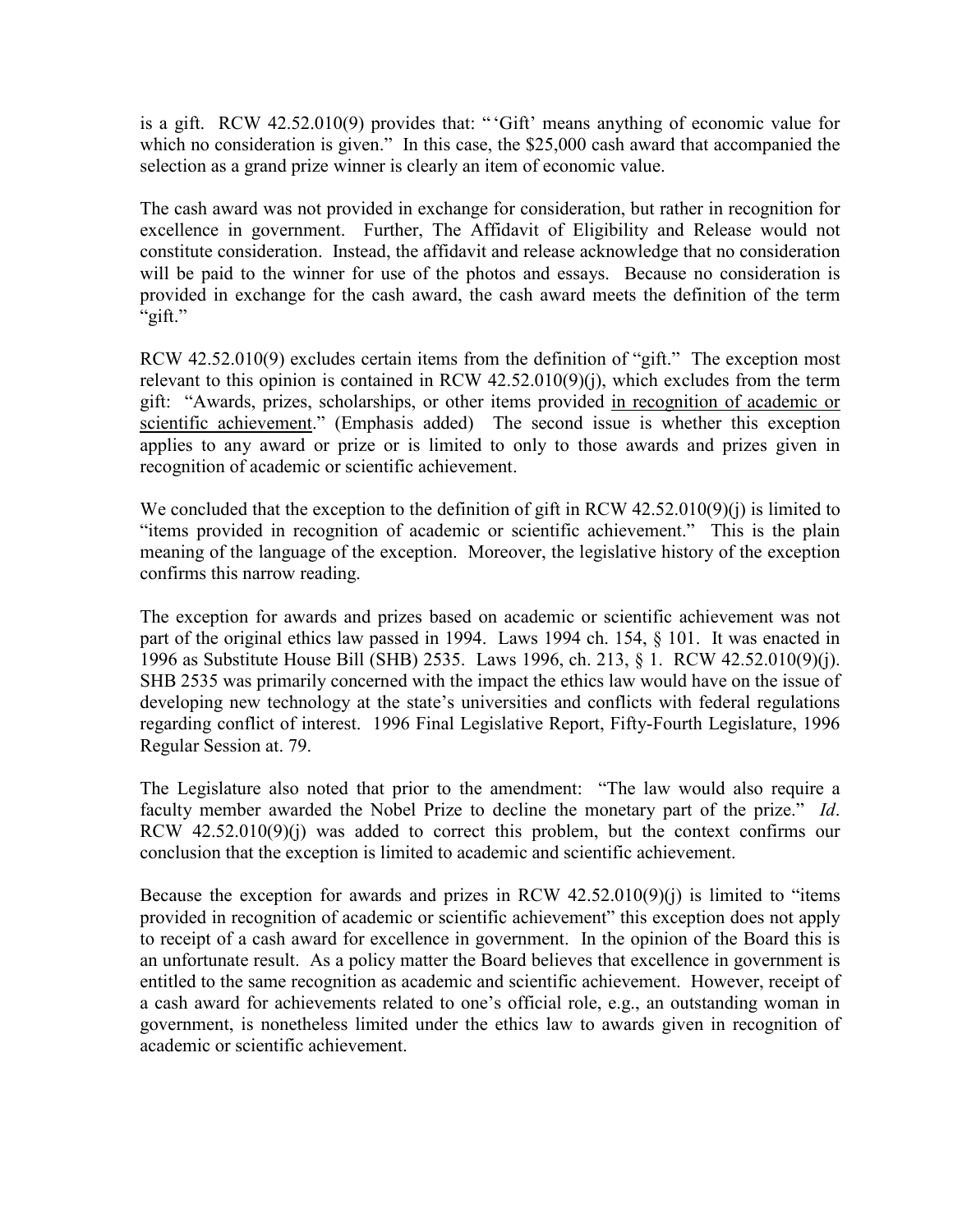is a gift. RCW 42.52.010(9) provides that: "'Gift' means anything of economic value for which no consideration is given." In this case, the $25,000 cash award that accompanied the selection as a grand prize winner is clearly an item of economic value.

The cash award was not provided in exchange for consideration, but rather in recognition for excellence in government. Further, The Affidavit of Eligibility and Release would not constitute consideration. Instead, the affidavit and release acknowledge that no consideration will be paid to the winner for use of the photos and essays. Because no consideration is provided in exchange for the cash award, the cash award meets the definition of the term "gift."

RCW 42.52.010(9) excludes certain items from the definition of "gift." The exception most relevant to this opinion is contained in RCW 42.52.010(9)(j), which excludes from the term gift: "Awards, prizes, scholarships, or other items provided <u>in recognition of academic or scientific achievement</u>." (Emphasis added) The second issue is whether this exception applies to any award or prize or is limited to only to those awards and prizes given in recognition of academic or scientific achievement.

We concluded that the exception to the definition of gift in RCW 42.52.010(9)(j) is limited to "items provided in recognition of academic or scientific achievement." This is the plain meaning of the language of the exception. Moreover, the legislative history of the exception confirms this narrow reading.

The exception for awards and prizes based on academic or scientific achievement was not part of the original ethics law passed in 1994. Laws 1994 ch. 154, § 101. It was enacted in 1996 as Substitute House Bill (SHB) 2535. Laws 1996, ch. 213, § 1. RCW 42.52.010(9)(j). SHB 2535 was primarily concerned with the impact the ethics law would have on the issue of developing new technology at the state's universities and conflicts with federal regulations regarding conflict of interest. 1996 Final Legislative Report, Fifty-Fourth Legislature, 1996 Regular Session at. 79.

The Legislature also noted that prior to the amendment: "The law would also require a faculty member awarded the Nobel Prize to decline the monetary part of the prize." *Id*. RCW 42.52.010(9)(j) was added to correct this problem, but the context confirms our conclusion that the exception is limited to academic and scientific achievement.

Because the exception for awards and prizes in RCW 42.52.010(9)(j) is limited to "items provided in recognition of academic or scientific achievement" this exception does not apply to receipt of a cash award for excellence in government. In the opinion of the Board this is an unfortunate result. As a policy matter the Board believes that excellence in government is entitled to the same recognition as academic and scientific achievement. However, receipt of a cash award for achievements related to one's official role, e.g., an outstanding woman in government, is nonetheless limited under the ethics law to awards given in recognition of academic or scientific achievement.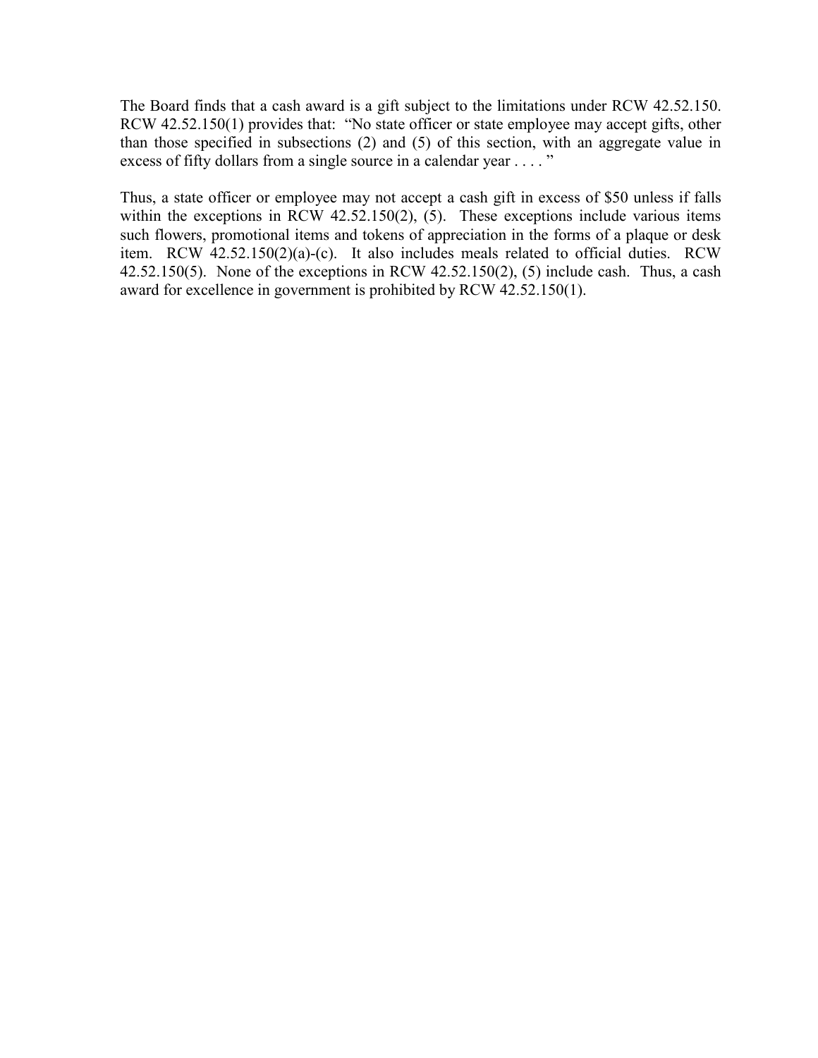The Board finds that a cash award is a gift subject to the limitations under RCW 42.52.150. RCW 42.52.150(1) provides that: "No state officer or state employee may accept gifts, other than those specified in subsections (2) and (5) of this section, with an aggregate value in excess of fifty dollars from a single source in a calendar year . . . . "

Thus, a state officer or employee may not accept a cash gift in excess of $50 unless if falls within the exceptions in RCW 42.52.150(2), (5). These exceptions include various items such flowers, promotional items and tokens of appreciation in the forms of a plaque or desk item. RCW 42.52.150(2)(a)-(c). It also includes meals related to official duties. RCW 42.52.150(5). None of the exceptions in RCW 42.52.150(2), (5) include cash. Thus, a cash award for excellence in government is prohibited by RCW 42.52.150(1).